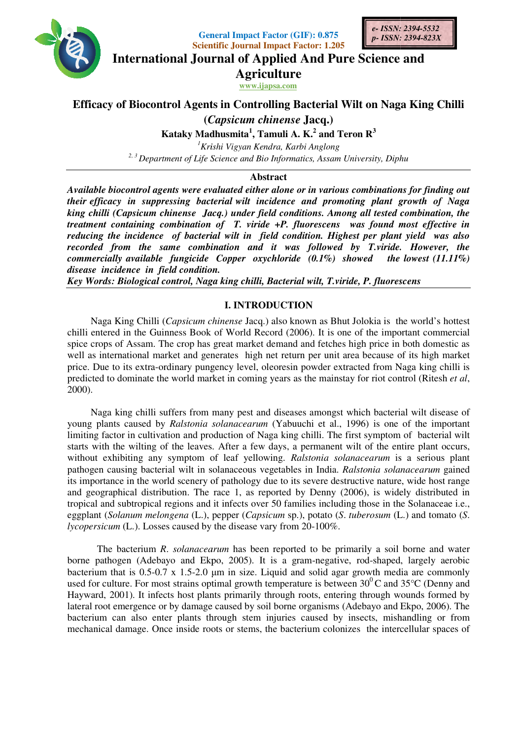General Impact Factor (GIF): 0.875
Scientific Journal Impact Factor: 1.205

e- ISSN: 2394-5532
p- ISSN: 2394-823X

# International Journal of Applied And Pure Science and Agriculture

www.ijapsa.com

## Efficacy of Biocontrol Agents in Controlling Bacterial Wilt on Naga King Chilli (*Capsicum chinense* Jacq.)

**Kataky Madhusmita[1], Tamuli A. K.[2] and Teron R[3]**

[1]*Krishi Vigyan Kendra, Karbi Anglong*

[2, 3] *Department of Life Science and Bio Informatics, Assam University, Diphu*

### Abstract

***Available biocontrol agents were evaluated either alone or in various combinations for finding out their efficacy in suppressing bacterial wilt incidence and promoting plant growth of Naga king chilli (Capsicum chinense Jacq.) under field conditions. Among all tested combination, the treatment containing combination of T. viride +P. fluorescens was found most effective in reducing the incidence of bacterial wilt in field condition. Highest per plant yield was also recorded from the same combination and it was followed by T.viride. However, the commercially available fungicide Copper oxychloride (0.1%) showed the lowest (11.11%) disease incidence in field condition.***

***Key Words: Biological control, Naga king chilli, Bacterial wilt, T.viride, P. fluorescens***

## I. INTRODUCTION

Naga King Chilli (*Capsicum chinense* Jacq.) also known as Bhut Jolokia is the world's hottest chilli entered in the Guinness Book of World Record (2006). It is one of the important commercial spice crops of Assam. The crop has great market demand and fetches high price in both domestic as well as international market and generates high net return per unit area because of its high market price. Due to its extra-ordinary pungency level, oleoresin powder extracted from Naga king chilli is predicted to dominate the world market in coming years as the mainstay for riot control (Ritesh *et al*, 2000).

Naga king chilli suffers from many pest and diseases amongst which bacterial wilt disease of young plants caused by *Ralstonia solanacearum* (Yabuuchi et al., 1996) is one of the important limiting factor in cultivation and production of Naga king chilli. The first symptom of bacterial wilt starts with the wilting of the leaves. After a few days, a permanent wilt of the entire plant occurs, without exhibiting any symptom of leaf yellowing. *Ralstonia solanacearum* is a serious plant pathogen causing bacterial wilt in solanaceous vegetables in India. *Ralstonia solanacearum* gained its importance in the world scenery of pathology due to its severe destructive nature, wide host range and geographical distribution. The race 1, as reported by Denny (2006), is widely distributed in tropical and subtropical regions and it infects over 50 families including those in the Solanaceae i.e., eggplant (*Solanum melongena* (L.), pepper (*Capsicum* sp.), potato (*S. tuberosum* (L.) and tomato (*S. lycopersicum* (L.). Losses caused by the disease vary from 20-100%.

The bacterium *R. solanacearum* has been reported to be primarily a soil borne and water borne pathogen (Adebayo and Ekpo, 2005). It is a gram-negative, rod-shaped, largely aerobic bacterium that is 0.5-0.7 x 1.5-2.0 µm in size. Liquid and solid agar growth media are commonly used for culture. For most strains optimal growth temperature is between $30^0$C and 35°C (Denny and Hayward, 2001). It infects host plants primarily through roots, entering through wounds formed by lateral root emergence or by damage caused by soil borne organisms (Adebayo and Ekpo, 2006). The bacterium can also enter plants through stem injuries caused by insects, mishandling or from mechanical damage. Once inside roots or stems, the bacterium colonizes the intercellular spaces of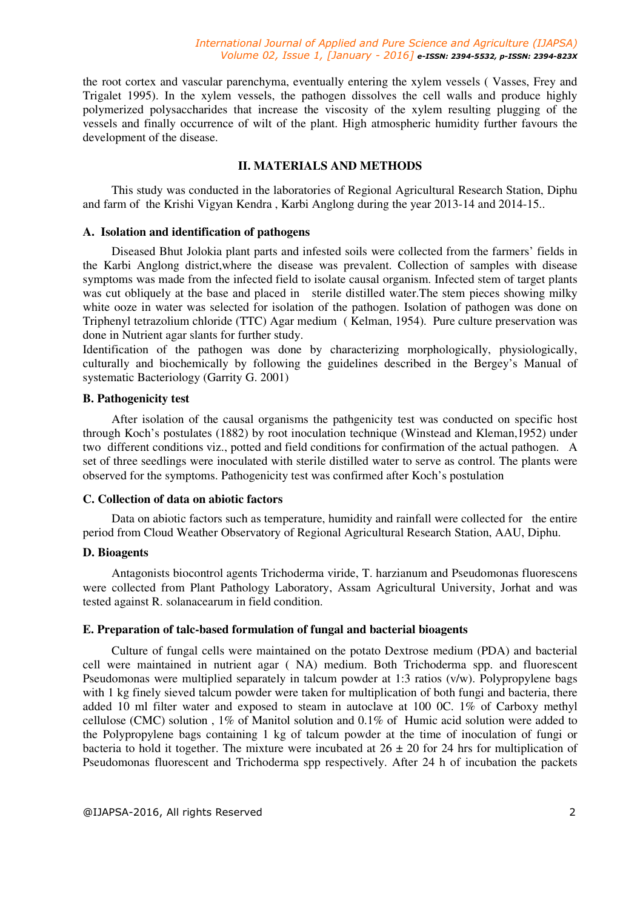the root cortex and vascular parenchyma, eventually entering the xylem vessels ( Vasses, Frey and Trigalet 1995). In the xylem vessels, the pathogen dissolves the cell walls and produce highly polymerized polysaccharides that increase the viscosity of the xylem resulting plugging of the vessels and finally occurrence of wilt of the plant. High atmospheric humidity further favours the development of the disease.

## II. MATERIALS AND METHODS

This study was conducted in the laboratories of Regional Agricultural Research Station, Diphu and farm of the Krishi Vigyan Kendra , Karbi Anglong during the year 2013-14 and 2014-15..

### A. Isolation and identification of pathogens

Diseased Bhut Jolokia plant parts and infested soils were collected from the farmers' fields in the Karbi Anglong district,where the disease was prevalent. Collection of samples with disease symptoms was made from the infected field to isolate causal organism. Infected stem of target plants was cut obliquely at the base and placed in sterile distilled water.The stem pieces showing milky white ooze in water was selected for isolation of the pathogen. Isolation of pathogen was done on Triphenyl tetrazolium chloride (TTC) Agar medium ( Kelman, 1954). Pure culture preservation was done in Nutrient agar slants for further study.

Identification of the pathogen was done by characterizing morphologically, physiologically, culturally and biochemically by following the guidelines described in the Bergey's Manual of systematic Bacteriology (Garrity G. 2001)

### B. Pathogenicity test

After isolation of the causal organisms the pathgenicity test was conducted on specific host through Koch's postulates (1882) by root inoculation technique (Winstead and Kleman,1952) under two different conditions viz., potted and field conditions for confirmation of the actual pathogen. A set of three seedlings were inoculated with sterile distilled water to serve as control. The plants were observed for the symptoms. Pathogenicity test was confirmed after Koch's postulation

### C. Collection of data on abiotic factors

Data on abiotic factors such as temperature, humidity and rainfall were collected for the entire period from Cloud Weather Observatory of Regional Agricultural Research Station, AAU, Diphu.

### D. Bioagents

Antagonists biocontrol agents Trichoderma viride, T. harzianum and Pseudomonas fluorescens were collected from Plant Pathology Laboratory, Assam Agricultural University, Jorhat and was tested against R. solanacearum in field condition.

### E. Preparation of talc-based formulation of fungal and bacterial bioagents

Culture of fungal cells were maintained on the potato Dextrose medium (PDA) and bacterial cell were maintained in nutrient agar ( NA) medium. Both Trichoderma spp. and fluorescent Pseudomonas were multiplied separately in talcum powder at 1:3 ratios (v/w). Polypropylene bags with 1 kg finely sieved talcum powder were taken for multiplication of both fungi and bacteria, there added 10 ml filter water and exposed to steam in autoclave at 100 0C. 1% of Carboxy methyl cellulose (CMC) solution , 1% of Manitol solution and 0.1% of Humic acid solution were added to the Polypropylene bags containing 1 kg of talcum powder at the time of inoculation of fungi or bacteria to hold it together. The mixture were incubated at $26 \pm 20$ for 24 hrs for multiplication of Pseudomonas fluorescent and Trichoderma spp respectively. After 24 h of incubation the packets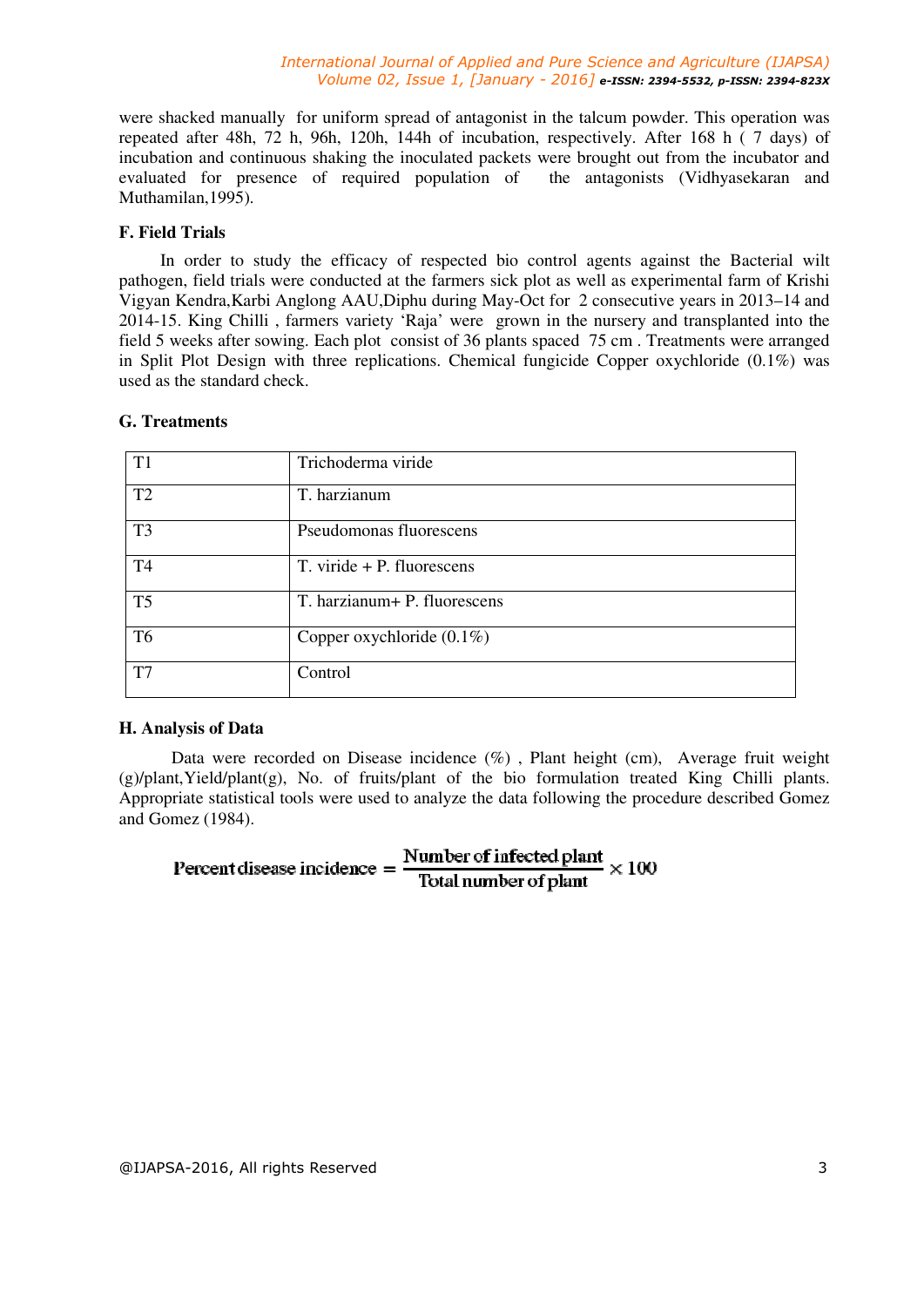were shacked manually for uniform spread of antagonist in the talcum powder. This operation was repeated after 48h, 72 h, 96h, 120h, 144h of incubation, respectively. After 168 h ( 7 days) of incubation and continuous shaking the inoculated packets were brought out from the incubator and evaluated for presence of required population of the antagonists (Vidhyasekaran and Muthamilan,1995).

### F. Field Trials

In order to study the efficacy of respected bio control agents against the Bacterial wilt pathogen, field trials were conducted at the farmers sick plot as well as experimental farm of Krishi Vigyan Kendra,Karbi Anglong AAU,Diphu during May-Oct for 2 consecutive years in 2013–14 and 2014-15. King Chilli , farmers variety 'Raja' were grown in the nursery and transplanted into the field 5 weeks after sowing. Each plot consist of 36 plants spaced 75 cm . Treatments were arranged in Split Plot Design with three replications. Chemical fungicide Copper oxychloride (0.1%) was used as the standard check.

### G. Treatments

| | |
|---|---|
| T1 | Trichoderma viride |
| T2 | T. harzianum |
| T3 | Pseudomonas fluorescens |
| T4 | T. viride + P. fluorescens |
| T5 | T. harzianum+ P. fluorescens |
| T6 | Copper oxychloride (0.1%) |
| T7 | Control |

### H. Analysis of Data

Data were recorded on Disease incidence (%) , Plant height (cm), Average fruit weight (g)/plant,Yield/plant(g), No. of fruits/plant of the bio formulation treated King Chilli plants. Appropriate statistical tools were used to analyze the data following the procedure described Gomez and Gomez (1984).

$$\text{Percent disease incidence} = \frac{\text{Number of infected plant}}{\text{Total number of plant}} \times 100$$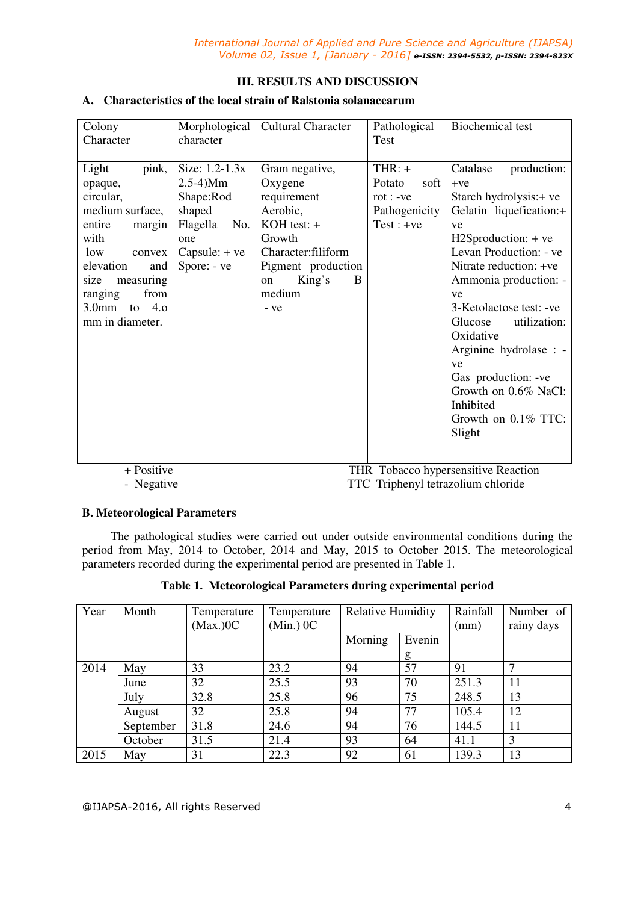## III. RESULTS AND DISCUSSION

### A. Characteristics of the local strain of Ralstonia solanacearum

| Colony Character | Morphological character | Cultural Character | Pathological Test | Biochemical test |
|---|---|---|---|---|
| Light pink, opaque, circular, medium surface, entire margin with low convex elevation and size measuring ranging from 3.0mm to 4.o mm in diameter. | Size: 1.2-1.3x 2.5-4)Mm Shape:Rod shaped Flagella No. one Capsule: + ve Spore: - ve | Gram negative, Oxygene requirement Aerobic, KOH test: + Growth Character:filiform Pigment production on King's B medium - ve | THR: + Potato soft rot : -ve Pathogenicity Test : +ve | Catalase production: +ve Starch hydrolysis:+ ve Gelatin liquefication:+ ve $H_2S$production: + ve Levan Production: - ve Nitrate reduction: +ve Ammonia production: - ve 3-Ketolactose test: -ve Glucose utilization: Oxidative Arginine hydrolase : - ve Gas production: -ve Growth on 0.6% NaCl: Inhibited Growth on 0.1% TTC: Slight |

+ Positive THR Tobacco hypersensitive Reaction
- Negative TTC Triphenyl tetrazolium chloride

### B. Meteorological Parameters

The pathological studies were carried out under outside environmental conditions during the period from May, 2014 to October, 2014 and May, 2015 to October 2015. The meteorological parameters recorded during the experimental period are presented in Table 1.

**Table 1. Meteorological Parameters during experimental period**

| Year | Month | Temperature (Max.)0C | Temperature (Min.) 0C | Relative Humidity | | Rainfall (mm) | Number of rainy days |
|---|---|---|---|---|---|---|---|
| | | | | Morning | Evening | | |
| 2014 | May | 33 | 23.2 | 94 | 57 | 91 | 7 |
| | June | 32 | 25.5 | 93 | 70 | 251.3 | 11 |
| | July | 32.8 | 25.8 | 96 | 75 | 248.5 | 13 |
| | August | 32 | 25.8 | 94 | 77 | 105.4 | 12 |
| | September | 31.8 | 24.6 | 94 | 76 | 144.5 | 11 |
| | October | 31.5 | 21.4 | 93 | 64 | 41.1 | 3 |
| 2015 | May | 31 | 22.3 | 92 | 61 | 139.3 | 13 |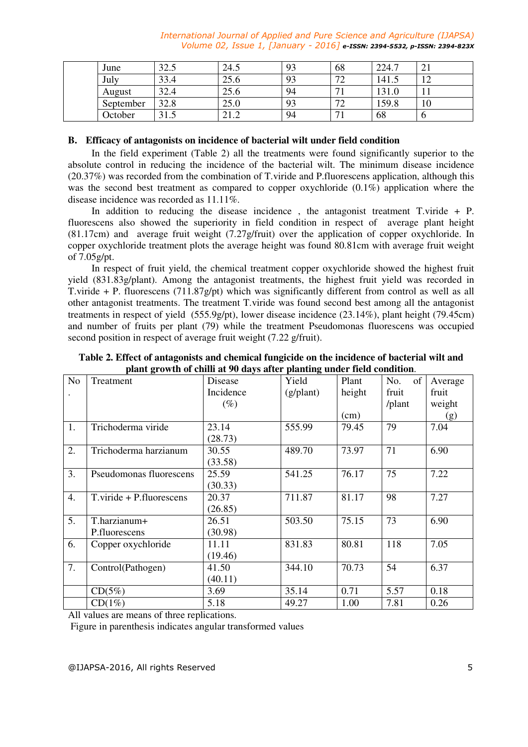| | June | 32.5 | 24.5 | 93 | 68 | 224.7 | 21 |
|---|---|---|---|---|---|---|---|
| | July | 33.4 | 25.6 | 93 | 72 | 141.5 | 12 |
| | August | 32.4 | 25.6 | 94 | 71 | 131.0 | 11 |
| | September | 32.8 | 25.0 | 93 | 72 | 159.8 | 10 |
| | October | 31.5 | 21.2 | 94 | 71 | 68 | 6 |

### B. Efficacy of antagonists on incidence of bacterial wilt under field condition

In the field experiment (Table 2) all the treatments were found significantly superior to the absolute control in reducing the incidence of the bacterial wilt. The minimum disease incidence (20.37%) was recorded from the combination of T.viride and P.fluorescens application, although this was the second best treatment as compared to copper oxychloride (0.1%) application where the disease incidence was recorded as 11.11%.

In addition to reducing the disease incidence , the antagonist treatment T.viride + P. fluorescens also showed the superiority in field condition in respect of average plant height (81.17cm) and average fruit weight (7.27g/fruit) over the application of copper oxychloride. In copper oxychloride treatment plots the average height was found 80.81cm with average fruit weight of 7.05g/pt.

In respect of fruit yield, the chemical treatment copper oxychloride showed the highest fruit yield (831.83g/plant). Among the antagonist treatments, the highest fruit yield was recorded in T.viride + P. fluorescens (711.87g/pt) which was significantly different from control as well as all other antagonist treatments. The treatment T.viride was found second best among all the antagonist treatments in respect of yield (555.9g/pt), lower disease incidence (23.14%), plant height (79.45cm) and number of fruits per plant (79) while the treatment Pseudomonas fluorescens was occupied second position in respect of average fruit weight (7.22 g/fruit).

**Table 2. Effect of antagonists and chemical fungicide on the incidence of bacterial wilt and plant growth of chilli at 90 days after planting under field condition**.

| No. | Treatment | Disease Incidence (%) | Yield (g/plant) | Plant height (cm) | No. of fruit /plant | Average fruit weight (g) |
|---|---|---|---|---|---|---|
| 1. | Trichoderma viride | 23.14 (28.73) | 555.99 | 79.45 | 79 | 7.04 |
| 2. | Trichoderma harzianum | 30.55 (33.58) | 489.70 | 73.97 | 71 | 6.90 |
| 3. | Pseudomonas fluorescens | 25.59 (30.33) | 541.25 | 76.17 | 75 | 7.22 |
| 4. | T.viride + P.fluorescens | 20.37 (26.85) | 711.87 | 81.17 | 98 | 7.27 |
| 5. | T.harzianum+ P.fluorescens | 26.51 (30.98) | 503.50 | 75.15 | 73 | 6.90 |
| 6. | Copper oxychloride | 11.11 (19.46) | 831.83 | 80.81 | 118 | 7.05 |
| 7. | Control(Pathogen) | 41.50 (40.11) | 344.10 | 70.73 | 54 | 6.37 |
| | CD(5%) | 3.69 | 35.14 | 0.71 | 5.57 | 0.18 |
| | CD(1%) | 5.18 | 49.27 | 1.00 | 7.81 | 0.26 |

All values are means of three replications.

Figure in parenthesis indicates angular transformed values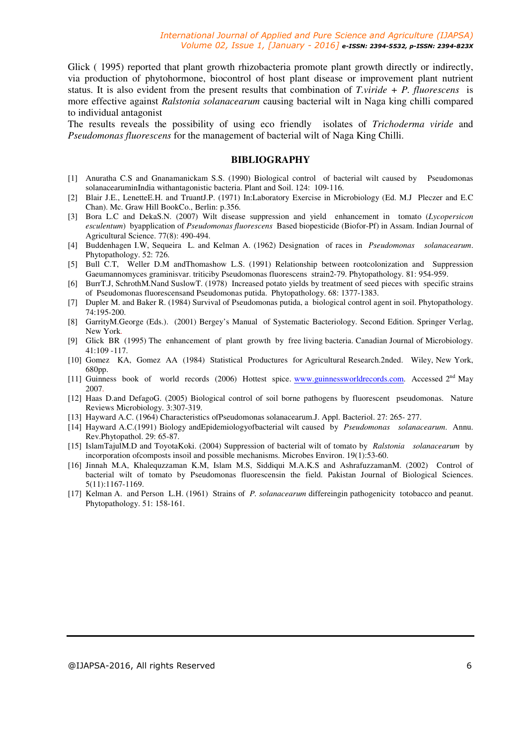Glick ( 1995) reported that plant growth rhizobacteria promote plant growth directly or indirectly, via production of phytohormone, biocontrol of host plant disease or improvement plant nutrient status. It is also evident from the present results that combination of *T.viride* + *P. fluorescens* is more effective against *Ralstonia solanacearum* causing bacterial wilt in Naga king chilli compared to individual antagonist

The results reveals the possibility of using eco friendly isolates of *Trichoderma viride* and *Pseudomonas fluorescens* for the management of bacterial wilt of Naga King Chilli.

## BIBLIOGRAPHY

[1] Anuratha C.S and Gnanamanickam S.S. (1990) Biological control of bacterial wilt caused by Pseudomonas solanacearuminIndia withantagonistic bacteria. Plant and Soil. 124: 109-116.

[2] Blair J.E., LenetteE.H. and TruantJ.P. (1971) In:Laboratory Exercise in Microbiology (Ed. M.J Pleczer and E.C Chan). Mc. Graw Hill BookCo., Berlin: p.356.

[3] Bora L.C and DekaS.N. (2007) Wilt disease suppression and yield enhancement in tomato (*Lycopersicon esculentum*) byapplication of *Pseudomonas fluorescens* Based biopesticide (Biofor-Pf) in Assam. Indian Journal of Agricultural Science. 77(8): 490-494.

[4] Buddenhagen I.W, Sequeira L. and Kelman A. (1962) Designation of races in *Pseudomonas solanacearum*. Phytopathology. 52: 726.

[5] Bull C.T, Weller D.M andThomashow L.S. (1991) Relationship between rootcolonization and Suppression Gaeumannomyces graminisvar. triticiby Pseudomonas fluorescens strain2-79. Phytopathology. 81: 954-959.

[6] BurrT.J, SchrothM.Nand SuslowT. (1978) Increased potato yields by treatment of seed pieces with specific strains of Pseudomonas fluorescensand Pseudomonas putida. Phytopathology. 68: 1377-1383.

[7] Dupler M. and Baker R. (1984) Survival of Pseudomonas putida, a biological control agent in soil. Phytopathology. 74:195-200.

[8] GarrityM.George (Eds.). (2001) Bergey's Manual of Systematic Bacteriology. Second Edition. Springer Verlag, New York.

[9] Glick BR (1995) The enhancement of plant growth by free living bacteria. Canadian Journal of Microbiology. 41:109 -117.

[10] Gomez KA, Gomez AA (1984) Statistical Productures for Agricultural Research.2nded. Wiley, New York, 680pp.

[11] Guinness book of world records (2006) Hottest spice. www.guinnessworldrecords.com. Accessed 2nd May 2007.

[12] Haas D.and DefagoG. (2005) Biological control of soil borne pathogens by fluorescent pseudomonas. Nature Reviews Microbiology. 3:307-319.

[13] Hayward A.C. (1964) Characteristics ofPseudomonas solanacearum.J. Appl. Bacteriol. 27: 265- 277.

[14] Hayward A.C.(1991) Biology andEpidemiologyofbacterial wilt caused by *Pseudomonas solanacearum*. Annu. Rev.Phytopathol. 29: 65-87.

[15] IslamTajulM.D and ToyotaKoki. (2004) Suppression of bacterial wilt of tomato by *Ralstonia solanacearum* by incorporation ofcomposts insoil and possible mechanisms. Microbes Environ. 19(1):53-60.

[16] Jinnah M.A, Khalequzzaman K.M, Islam M.S, Siddiqui M.A.K.S and AshrafuzzamanM. (2002) Control of bacterial wilt of tomato by Pseudomonas fluorescensin the field. Pakistan Journal of Biological Sciences. 5(11):1167-1169.

[17] Kelman A. and Person L.H. (1961) Strains of *P. solanacearum* differeingin pathogenicity totobacco and peanut. Phytopathology. 51: 158-161.